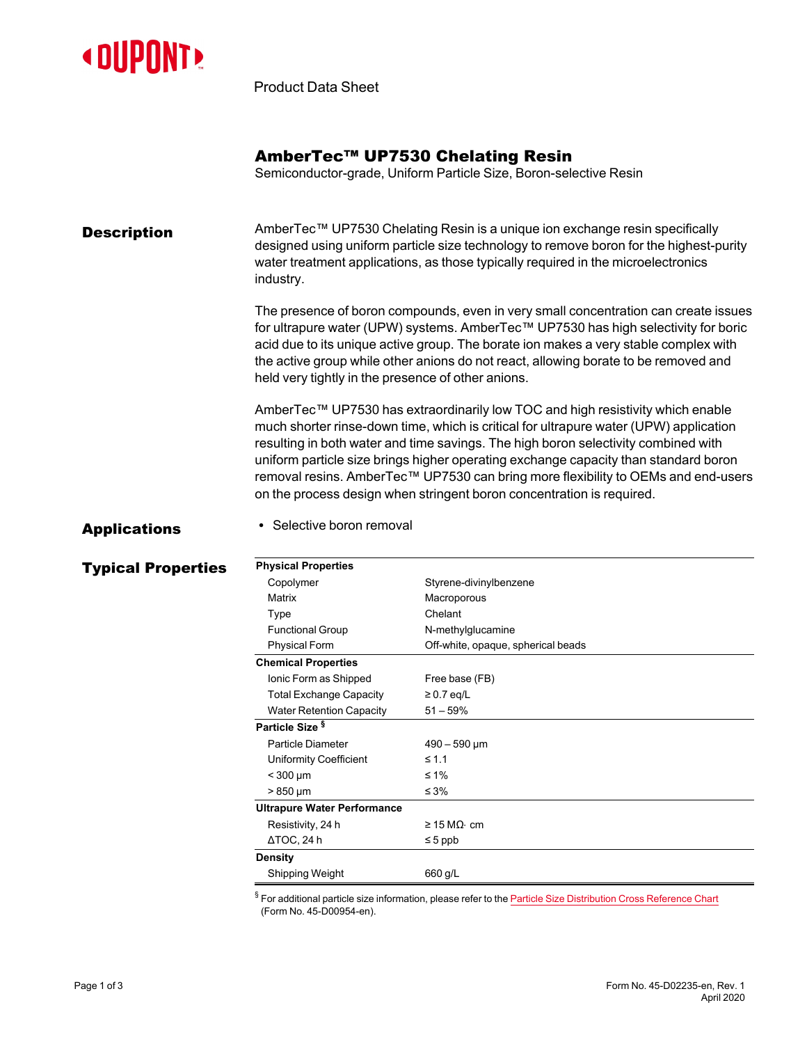Product Data Sheet

# AmberTec™ UP7530 Chelating Resin

Semiconductor-grade, Uniform Particle Size, Boron-selective Resin

## Description

AmberTec™ UP7530 Chelating Resin is a unique ion exchange resin specifically designed using uniform particle size technology to remove boron for the highest-purity water treatment applications, as those typically required in the microelectronics industry.

The presence of boron compounds, even in very small concentration can create issues for ultrapure water (UPW) systems. AmberTec™ UP7530 has high selectivity for boric acid due to its unique active group. The borate ion makes a very stable complex with the active group while other anions do not react, allowing borate to be removed and held very tightly in the presence of other anions.

AmberTec™ UP7530 has extraordinarily low TOC and high resistivity which enable much shorter rinse-down time, which is critical for ultrapure water (UPW) application resulting in both water and time savings. The high boron selectivity combined with uniform particle size brings higher operating exchange capacity than standard boron removal resins. AmberTec™ UP7530 can bring more flexibility to OEMs and end-users on the process design when stringent boron concentration is required.

## Applications

- Selective boron removal

## Typical Properties

| Property | Value |
|---|---|
| **Physical Properties** | |
| Copolymer | Styrene-divinylbenzene |
| Matrix | Macroporous |
| Type | Chelant |
| Functional Group | N-methylglucamine |
| Physical Form | Off-white, opaque, spherical beads |
| **Chemical Properties** | |
| Ionic Form as Shipped | Free base (FB) |
| Total Exchange Capacity | ≥ 0.7 eq/L |
| Water Retention Capacity | 51 – 59% |
| **Particle Size** § | |
| Particle Diameter | 490 – 590 µm |
| Uniformity Coefficient | ≤ 1.1 |
| < 300 µm | ≤ 1% |
| > 850 µm | ≤ 3% |
| **Ultrapure Water Performance** | |
| Resistivity, 24 h | ≥ 15 MΩ· cm |
| ΔTOC, 24 h | ≤ 5 ppb |
| **Density** | |
| Shipping Weight | 660 g/L |

§ For additional particle size information, please refer to the Particle Size Distribution Cross Reference Chart (Form No. 45-D00954-en).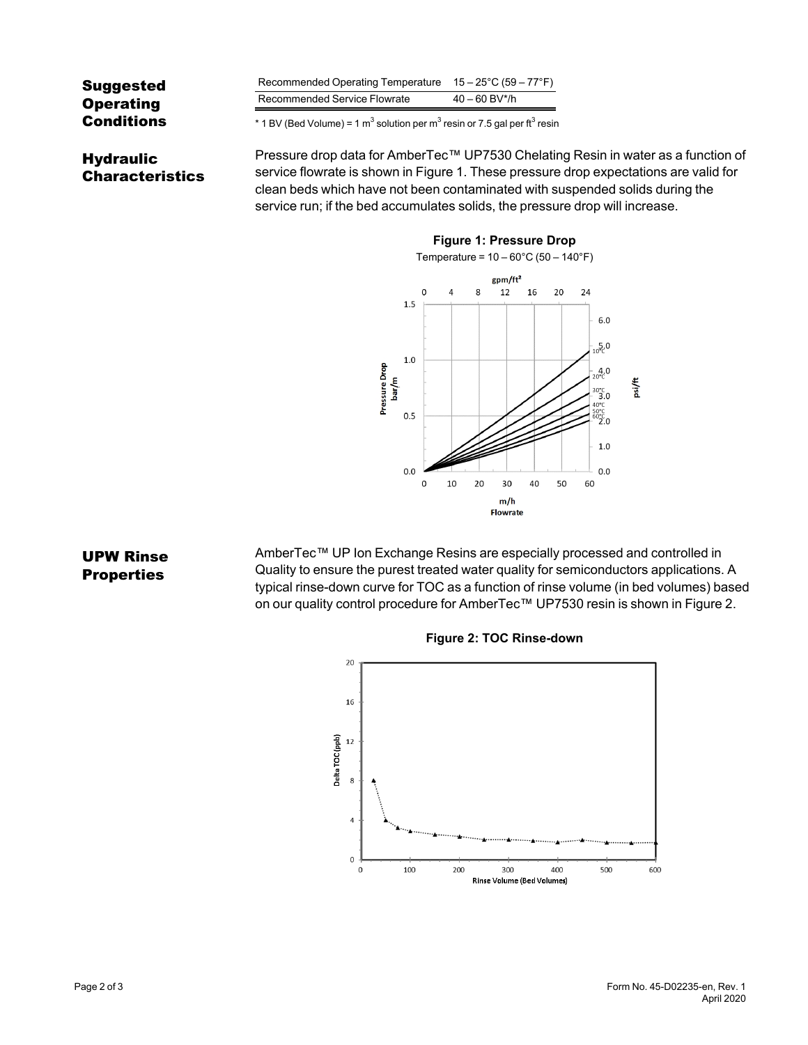## Suggested Operating Conditions

| Recommended Operating Temperature | 15 – 25°C (59 – 77°F) |
|---|---|
| Recommended Service Flowrate | 40 – 60 BV*/h |

* 1 BV (Bed Volume) = 1 $m^3$ solution per $m^3$ resin or 7.5 gal per $ft^3$ resin

## Hydraulic Characteristics

Pressure drop data for AmberTec™ UP7530 Chelating Resin in water as a function of service flowrate is shown in Figure 1. These pressure drop expectations are valid for clean beds which have not been contaminated with suspended solids during the service run; if the bed accumulates solids, the pressure drop will increase.

**Figure 1: Pressure Drop**

Temperature = 10 – 60°C (50 – 140°F)

## UPW Rinse Properties

AmberTec™ UP Ion Exchange Resins are especially processed and controlled in Quality to ensure the purest treated water quality for semiconductors applications. A typical rinse-down curve for TOC as a function of rinse volume (in bed volumes) based on our quality control procedure for AmberTec™ UP7530 resin is shown in Figure 2.

**Figure 2: TOC Rinse-down**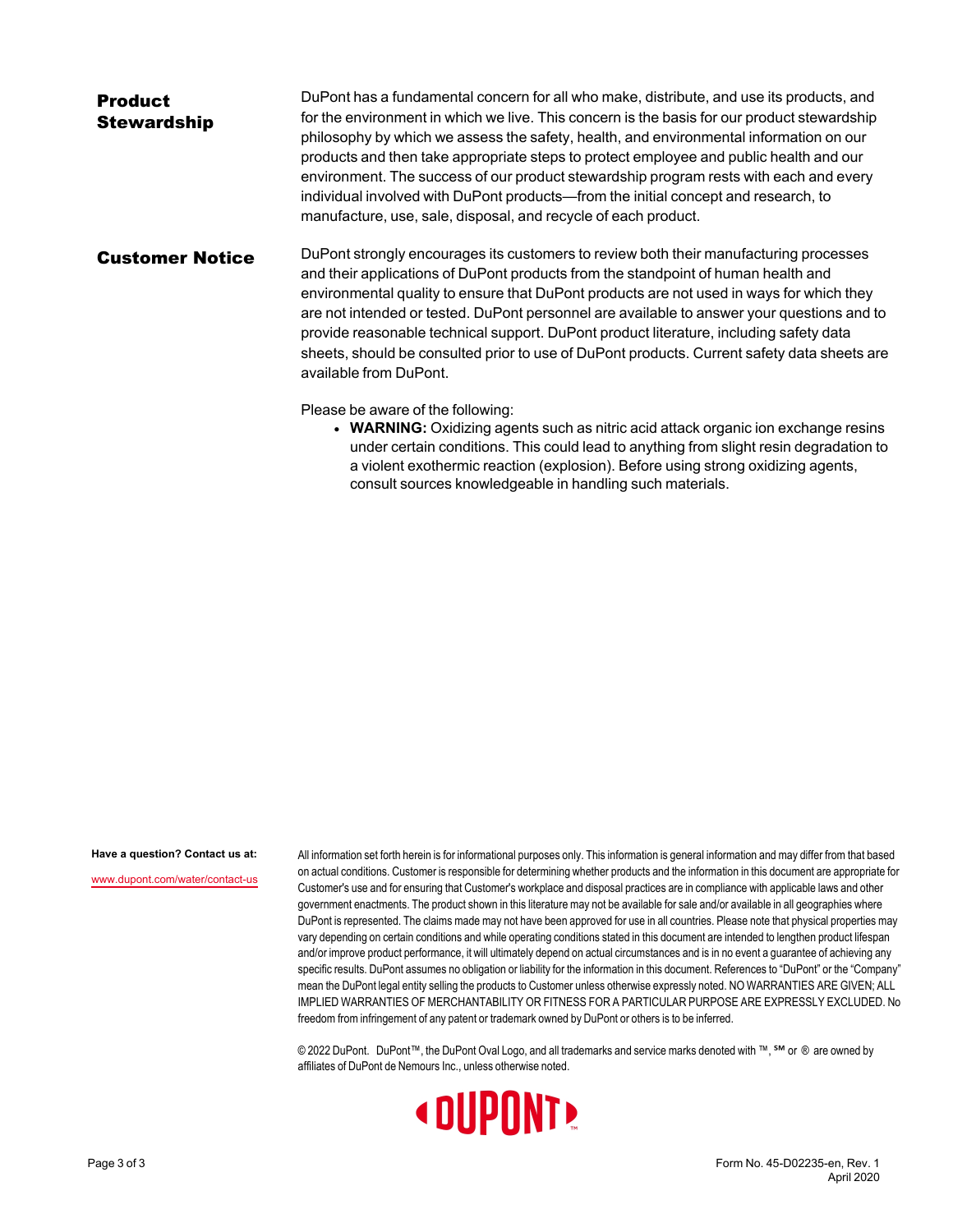## Product Stewardship

DuPont has a fundamental concern for all who make, distribute, and use its products, and for the environment in which we live. This concern is the basis for our product stewardship philosophy by which we assess the safety, health, and environmental information on our products and then take appropriate steps to protect employee and public health and our environment. The success of our product stewardship program rests with each and every individual involved with DuPont products—from the initial concept and research, to manufacture, use, sale, disposal, and recycle of each product.

## Customer Notice

DuPont strongly encourages its customers to review both their manufacturing processes and their applications of DuPont products from the standpoint of human health and environmental quality to ensure that DuPont products are not used in ways for which they are not intended or tested. DuPont personnel are available to answer your questions and to provide reasonable technical support. DuPont product literature, including safety data sheets, should be consulted prior to use of DuPont products. Current safety data sheets are available from DuPont.

Please be aware of the following:

- **WARNING:** Oxidizing agents such as nitric acid attack organic ion exchange resins under certain conditions. This could lead to anything from slight resin degradation to a violent exothermic reaction (explosion). Before using strong oxidizing agents, consult sources knowledgeable in handling such materials.

**Have a question? Contact us at:**

www.dupont.com/water/contact-us

All information set forth herein is for informational purposes only. This information is general information and may differ from that based on actual conditions. Customer is responsible for determining whether products and the information in this document are appropriate for Customer's use and for ensuring that Customer's workplace and disposal practices are in compliance with applicable laws and other government enactments. The product shown in this literature may not be available for sale and/or available in all geographies where DuPont is represented. The claims made may not have been approved for use in all countries. Please note that physical properties may vary depending on certain conditions and while operating conditions stated in this document are intended to lengthen product lifespan and/or improve product performance, it will ultimately depend on actual circumstances and is in no event a guarantee of achieving any specific results. DuPont assumes no obligation or liability for the information in this document. References to "DuPont" or the "Company" mean the DuPont legal entity selling the products to Customer unless otherwise expressly noted. NO WARRANTIES ARE GIVEN; ALL IMPLIED WARRANTIES OF MERCHANTABILITY OR FITNESS FOR A PARTICULAR PURPOSE ARE EXPRESSLY EXCLUDED. No freedom from infringement of any patent or trademark owned by DuPont or others is to be inferred.

© 2022 DuPont. DuPont™, the DuPont Oval Logo, and all trademarks and service marks denoted with ™, ℠ or ® are owned by affiliates of DuPont de Nemours Inc., unless otherwise noted.

Form No. 45-D02235-en, Rev. 1
April 2020